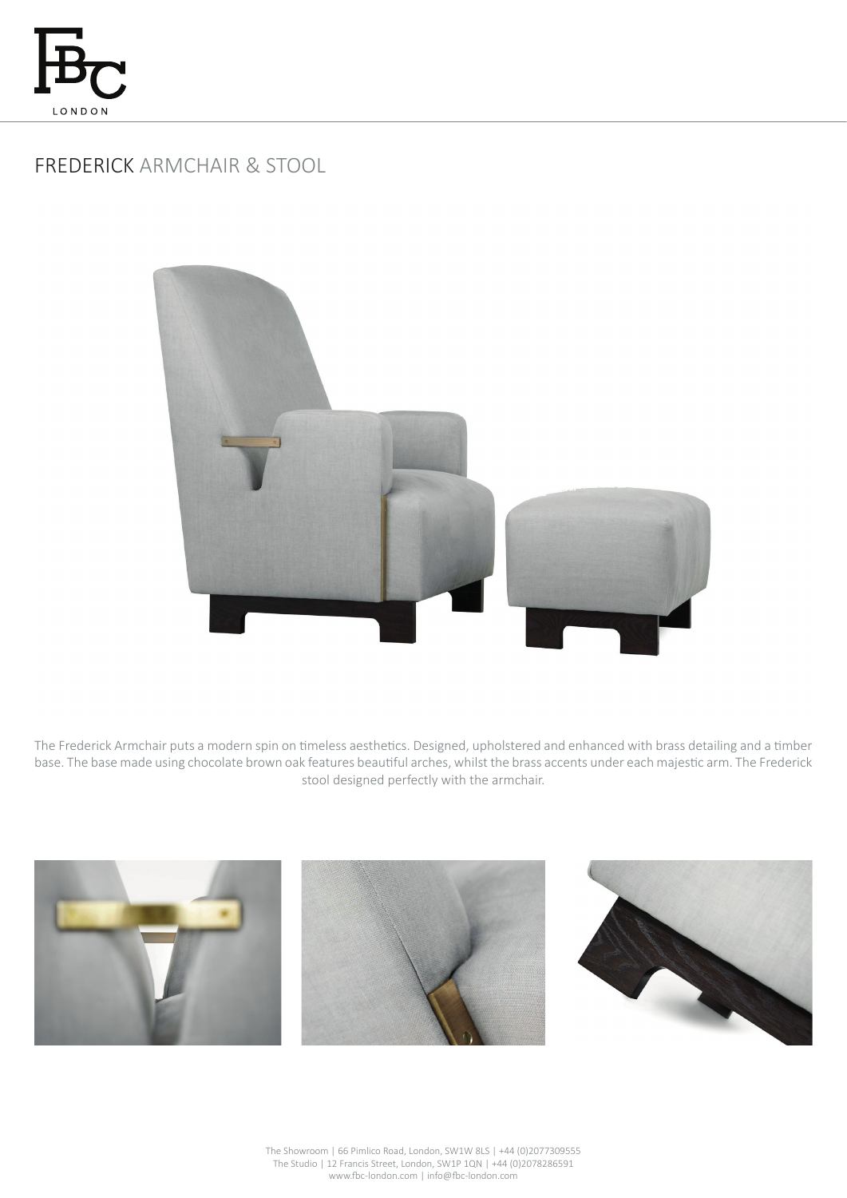# FREDERICK ARMCHAIR & STOOL

The Frederick Armchair puts a modern spin on timeless aesthetics. Designed, upholstered and enhanced with brass detailing and a timber base. The base made using chocolate brown oak features beautiful arches, whilst the brass accents under each majestic arm. The Frederick stool designed perfectly with the armchair.

The Showroom | 66 Pimlico Road, London, SW1W 8LS | +44 (0)2077309555
The Studio | 12 Francis Street, London, SW1P 1QN | +44 (0)2078286591
www.fbc-london.com | info@fbc-london.com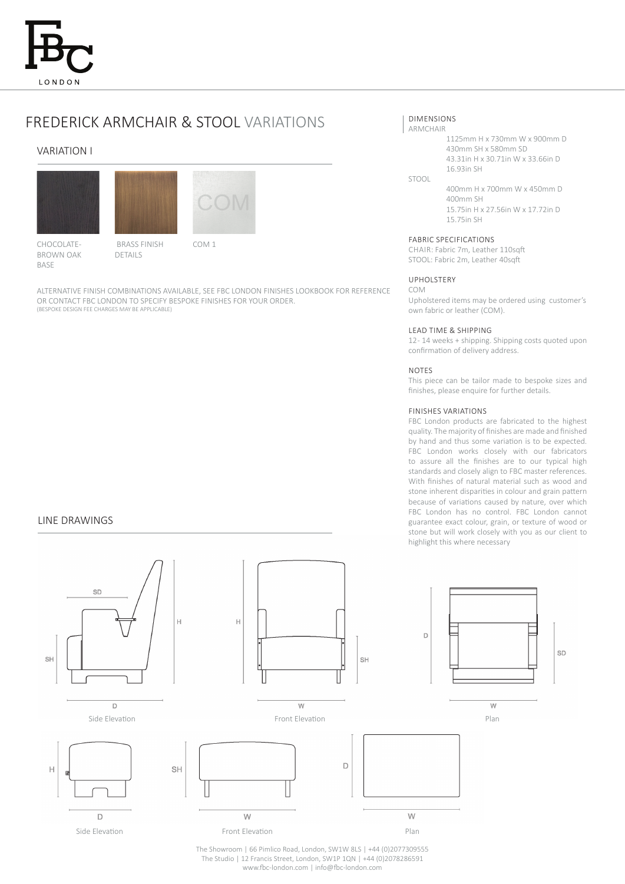# FREDERICK ARMCHAIR & STOOL VARIATIONS

## VARIATION I

CHOCOLATE-BROWN OAK BASE

BRASS FINISH DETAILS

COM 1

ALTERNATIVE FINISH COMBINATIONS AVAILABLE, SEE FBC LONDON FINISHES LOOKBOOK FOR REFERENCE OR CONTACT FBC LONDON TO SPECIFY BESPOKE FINISHES FOR YOUR ORDER.
(BESPOKE DESIGN FEE CHARGES MAY BE APPLICABLE)

## LINE DRAWINGS

SD
H
SH
D
Side Elevation

H
SH
W
Front Elevation

D
SD
W
Plan

H
D
Side Elevation

SH
W
Front Elevation

D
W
Plan

### DIMENSIONS

ARMCHAIR

1125mm H x 730mm W x 900mm D
430mm SH x 580mm SD
43.31in H x 30.71in W x 33.66in D
16.93in SH

STOOL

400mm H x 700mm W x 450mm D
400mm SH
15.75in H x 27.56in W x 17.72in D
15.75in SH

### FABRIC SPECIFICATIONS

CHAIR: Fabric 7m, Leather 110sqft
STOOL: Fabric 2m, Leather 40sqft

### UPHOLSTERY

COM
Upholstered items may be ordered using customer's own fabric or leather (COM).

### LEAD TIME & SHIPPING

12- 14 weeks + shipping. Shipping costs quoted upon confirmation of delivery address.

### NOTES

This piece can be tailor made to bespoke sizes and finishes, please enquire for further details.

### FINISHES VARIATIONS

FBC London products are fabricated to the highest quality. The majority of finishes are made and finished by hand and thus some variation is to be expected. FBC London works closely with our fabricators to assure all the finishes are to our typical high standards and closely align to FBC master references. With finishes of natural material such as wood and stone inherent disparities in colour and grain pattern because of variations caused by nature, over which FBC London has no control. FBC London cannot guarantee exact colour, grain, or texture of wood or stone but will work closely with you as our client to highlight this where necessary

The Showroom | 66 Pimlico Road, London, SW1W 8LS | +44 (0)2077309555
The Studio | 12 Francis Street, London, SW1P 1QN | +44 (0)2078286591
www.fbc-london.com | info@fbc-london.com